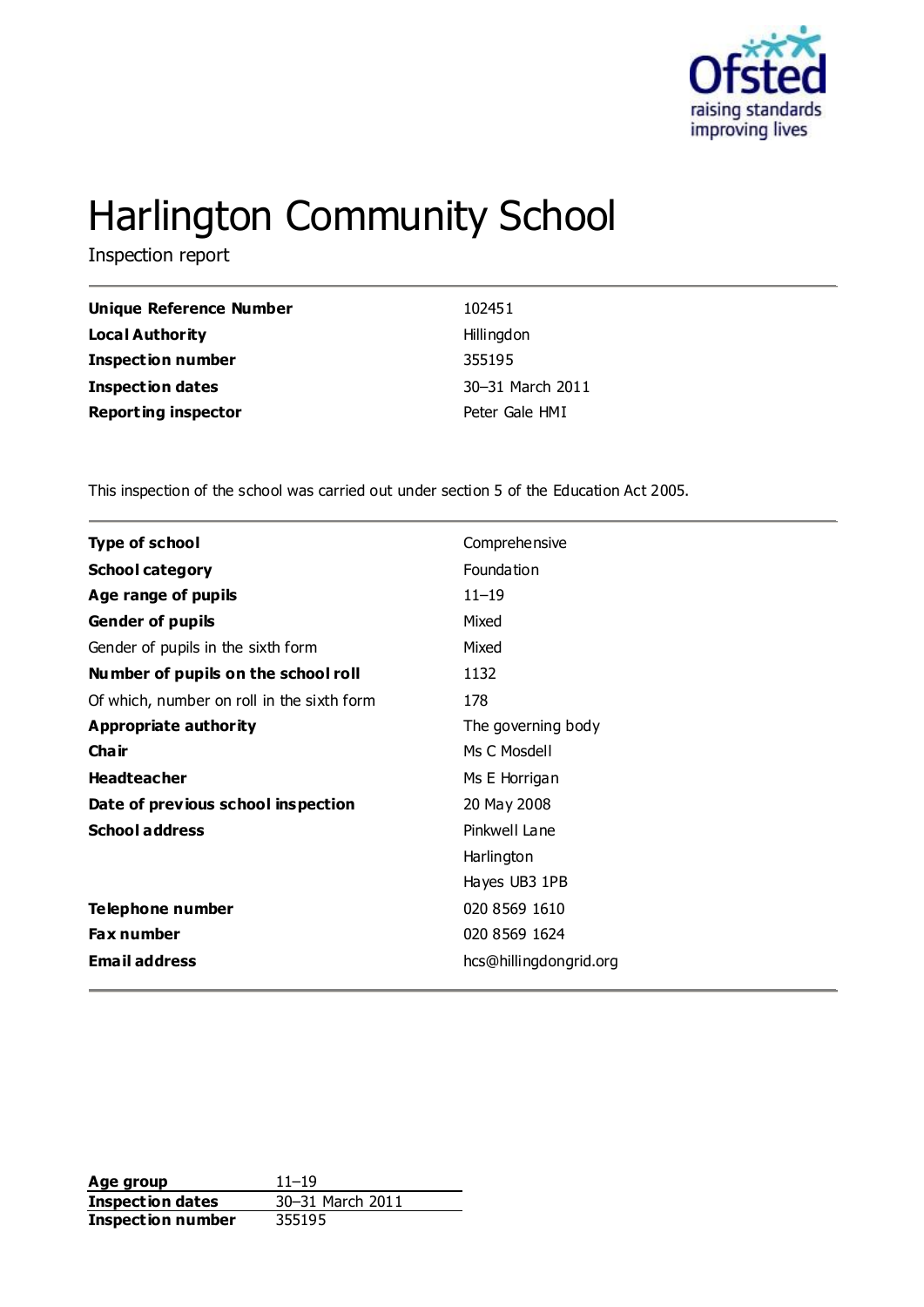# Harlington Community School

Inspection report

| | |
|---|---|
| **Unique Reference Number** | 102451 |
| **Local Authority** | Hillingdon |
| **Inspection number** | 355195 |
| **Inspection dates** | 30–31 March 2011 |
| **Reporting inspector** | Peter Gale HMI |

This inspection of the school was carried out under section 5 of the Education Act 2005.

| | |
|---|---|
| **Type of school** | Comprehensive |
| **School category** | Foundation |
| **Age range of pupils** | 11–19 |
| **Gender of pupils** | Mixed |
| Gender of pupils in the sixth form | Mixed |
| **Number of pupils on the school roll** | 1132 |
| Of which, number on roll in the sixth form | 178 |
| **Appropriate authority** | The governing body |
| **Chair** | Ms C Mosdell |
| **Headteacher** | Ms E Horrigan |
| **Date of previous school inspection** | 20 May 2008 |
| **School address** | Pinkwell Lane<br>Harlington<br>Hayes UB3 1PB |
| **Telephone number** | 020 8569 1610 |
| **Fax number** | 020 8569 1624 |
| **Email address** | hcs@hillingdongrid.org |

| | |
|---|---|
| **Age group** | 11–19 |
| **Inspection dates** | 30–31 March 2011 |
| **Inspection number** | 355195 |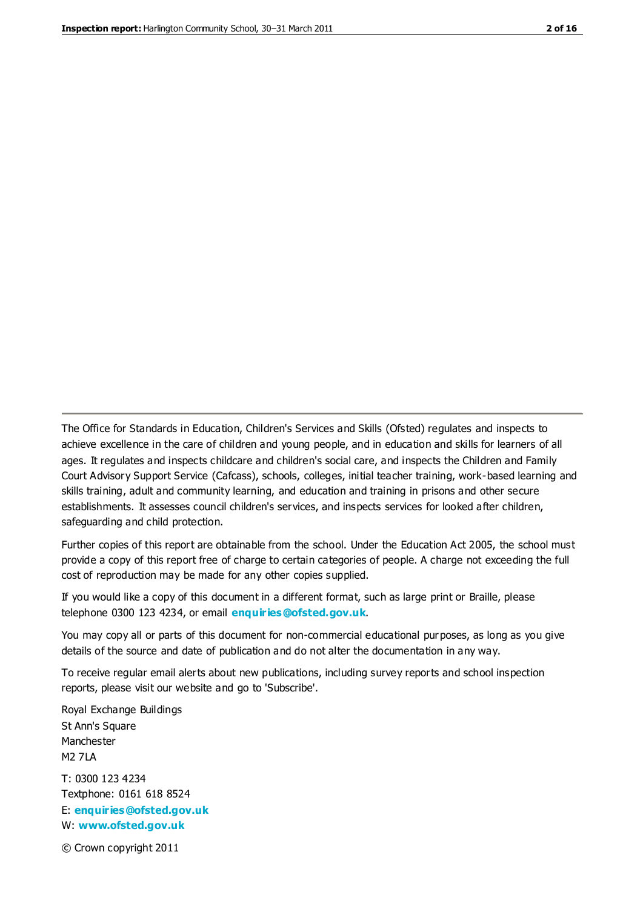The Office for Standards in Education, Children's Services and Skills (Ofsted) regulates and inspects to achieve excellence in the care of children and young people, and in education and skills for learners of all ages. It regulates and inspects childcare and children's social care, and inspects the Children and Family Court Advisory Support Service (Cafcass), schools, colleges, initial teacher training, work-based learning and skills training, adult and community learning, and education and training in prisons and other secure establishments. It assesses council children's services, and inspects services for looked after children, safeguarding and child protection.

Further copies of this report are obtainable from the school. Under the Education Act 2005, the school must provide a copy of this report free of charge to certain categories of people. A charge not exceeding the full cost of reproduction may be made for any other copies supplied.

If you would like a copy of this document in a different format, such as large print or Braille, please telephone 0300 123 4234, or email **enquiries@ofsted.gov.uk**.

You may copy all or parts of this document for non-commercial educational purposes, as long as you give details of the source and date of publication and do not alter the documentation in any way.

To receive regular email alerts about new publications, including survey reports and school inspection reports, please visit our website and go to 'Subscribe'.

Royal Exchange Buildings
St Ann's Square
Manchester
M2 7LA

T: 0300 123 4234
Textphone: 0161 618 8524
E: **enquiries@ofsted.gov.uk**
W: **www.ofsted.gov.uk**

© Crown copyright 2011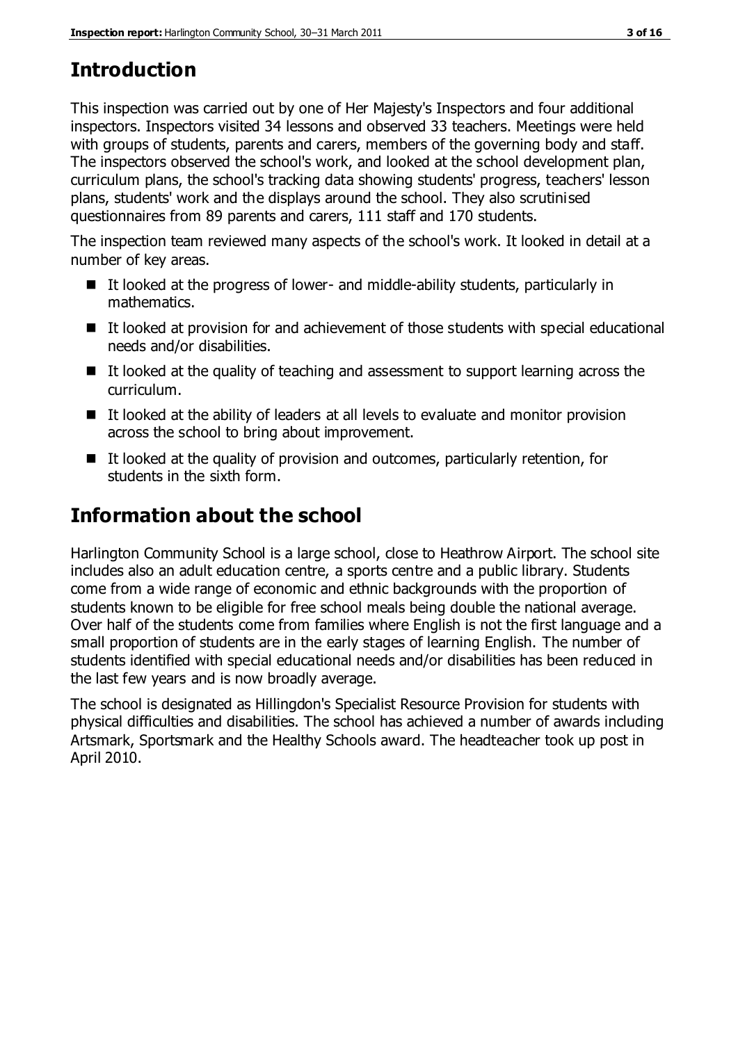## Introduction

This inspection was carried out by one of Her Majesty's Inspectors and four additional inspectors. Inspectors visited 34 lessons and observed 33 teachers. Meetings were held with groups of students, parents and carers, members of the governing body and staff. The inspectors observed the school's work, and looked at the school development plan, curriculum plans, the school's tracking data showing students' progress, teachers' lesson plans, students' work and the displays around the school. They also scrutinised questionnaires from 89 parents and carers, 111 staff and 170 students.

The inspection team reviewed many aspects of the school's work. It looked in detail at a number of key areas.

- It looked at the progress of lower- and middle-ability students, particularly in mathematics.
- It looked at provision for and achievement of those students with special educational needs and/or disabilities.
- It looked at the quality of teaching and assessment to support learning across the curriculum.
- It looked at the ability of leaders at all levels to evaluate and monitor provision across the school to bring about improvement.
- It looked at the quality of provision and outcomes, particularly retention, for students in the sixth form.

## Information about the school

Harlington Community School is a large school, close to Heathrow Airport. The school site includes also an adult education centre, a sports centre and a public library. Students come from a wide range of economic and ethnic backgrounds with the proportion of students known to be eligible for free school meals being double the national average. Over half of the students come from families where English is not the first language and a small proportion of students are in the early stages of learning English. The number of students identified with special educational needs and/or disabilities has been reduced in the last few years and is now broadly average.

The school is designated as Hillingdon's Specialist Resource Provision for students with physical difficulties and disabilities. The school has achieved a number of awards including Artsmark, Sportsmark and the Healthy Schools award. The headteacher took up post in April 2010.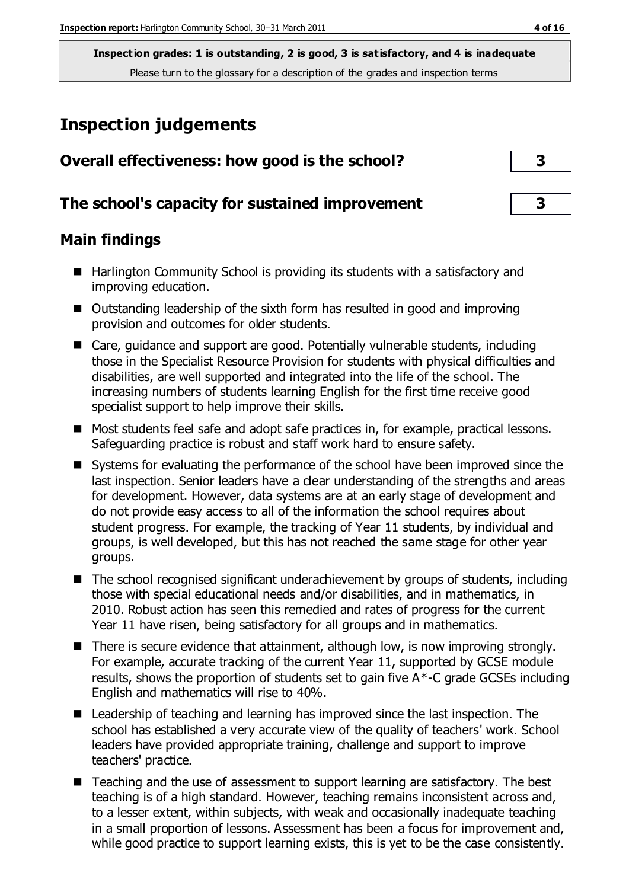**Inspection grades: 1 is outstanding, 2 is good, 3 is satisfactory, and 4 is inadequate**
Please turn to the glossary for a description of the grades and inspection terms

# Inspection judgements

| Overall effectiveness: how good is the school? | 3 |
|---|---|
| **The school's capacity for sustained improvement** | **3** |

## Main findings

- Harlington Community School is providing its students with a satisfactory and improving education.
- Outstanding leadership of the sixth form has resulted in good and improving provision and outcomes for older students.
- Care, guidance and support are good. Potentially vulnerable students, including those in the Specialist Resource Provision for students with physical difficulties and disabilities, are well supported and integrated into the life of the school. The increasing numbers of students learning English for the first time receive good specialist support to help improve their skills.
- Most students feel safe and adopt safe practices in, for example, practical lessons. Safeguarding practice is robust and staff work hard to ensure safety.
- Systems for evaluating the performance of the school have been improved since the last inspection. Senior leaders have a clear understanding of the strengths and areas for development. However, data systems are at an early stage of development and do not provide easy access to all of the information the school requires about student progress. For example, the tracking of Year 11 students, by individual and groups, is well developed, but this has not reached the same stage for other year groups.
- The school recognised significant underachievement by groups of students, including those with special educational needs and/or disabilities, and in mathematics, in 2010. Robust action has seen this remedied and rates of progress for the current Year 11 have risen, being satisfactory for all groups and in mathematics.
- There is secure evidence that attainment, although low, is now improving strongly. For example, accurate tracking of the current Year 11, supported by GCSE module results, shows the proportion of students set to gain five A*-C grade GCSEs including English and mathematics will rise to 40%.
- Leadership of teaching and learning has improved since the last inspection. The school has established a very accurate view of the quality of teachers' work. School leaders have provided appropriate training, challenge and support to improve teachers' practice.
- Teaching and the use of assessment to support learning are satisfactory. The best teaching is of a high standard. However, teaching remains inconsistent across and, to a lesser extent, within subjects, with weak and occasionally inadequate teaching in a small proportion of lessons. Assessment has been a focus for improvement and, while good practice to support learning exists, this is yet to be the case consistently.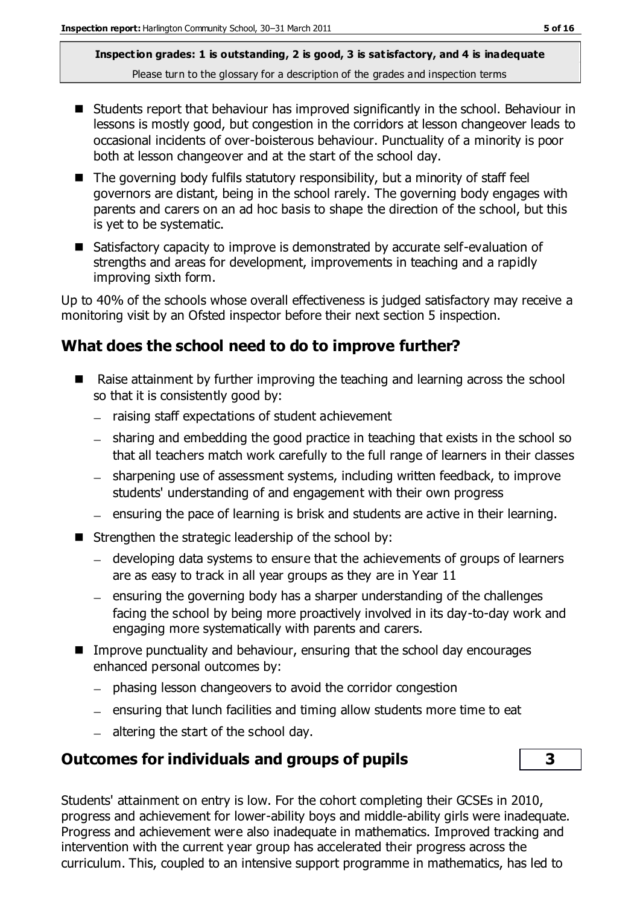**Inspection grades: 1 is outstanding, 2 is good, 3 is satisfactory, and 4 is inadequate**
Please turn to the glossary for a description of the grades and inspection terms

- Students report that behaviour has improved significantly in the school. Behaviour in lessons is mostly good, but congestion in the corridors at lesson changeover leads to occasional incidents of over-boisterous behaviour. Punctuality of a minority is poor both at lesson changeover and at the start of the school day.
- The governing body fulfils statutory responsibility, but a minority of staff feel governors are distant, being in the school rarely. The governing body engages with parents and carers on an ad hoc basis to shape the direction of the school, but this is yet to be systematic.
- Satisfactory capacity to improve is demonstrated by accurate self-evaluation of strengths and areas for development, improvements in teaching and a rapidly improving sixth form.

Up to 40% of the schools whose overall effectiveness is judged satisfactory may receive a monitoring visit by an Ofsted inspector before their next section 5 inspection.

## What does the school need to do to improve further?

- Raise attainment by further improving the teaching and learning across the school so that it is consistently good by:
  - raising staff expectations of student achievement
  - sharing and embedding the good practice in teaching that exists in the school so that all teachers match work carefully to the full range of learners in their classes
  - sharpening use of assessment systems, including written feedback, to improve students' understanding of and engagement with their own progress
  - ensuring the pace of learning is brisk and students are active in their learning.
- Strengthen the strategic leadership of the school by:
  - developing data systems to ensure that the achievements of groups of learners are as easy to track in all year groups as they are in Year 11
  - ensuring the governing body has a sharper understanding of the challenges facing the school by being more proactively involved in its day-to-day work and engaging more systematically with parents and carers.
- Improve punctuality and behaviour, ensuring that the school day encourages enhanced personal outcomes by:
  - phasing lesson changeovers to avoid the corridor congestion
  - ensuring that lunch facilities and timing allow students more time to eat
  - altering the start of the school day.

## Outcomes for individuals and groups of pupils — 3

Students' attainment on entry is low. For the cohort completing their GCSEs in 2010, progress and achievement for lower-ability boys and middle-ability girls were inadequate. Progress and achievement were also inadequate in mathematics. Improved tracking and intervention with the current year group has accelerated their progress across the curriculum. This, coupled to an intensive support programme in mathematics, has led to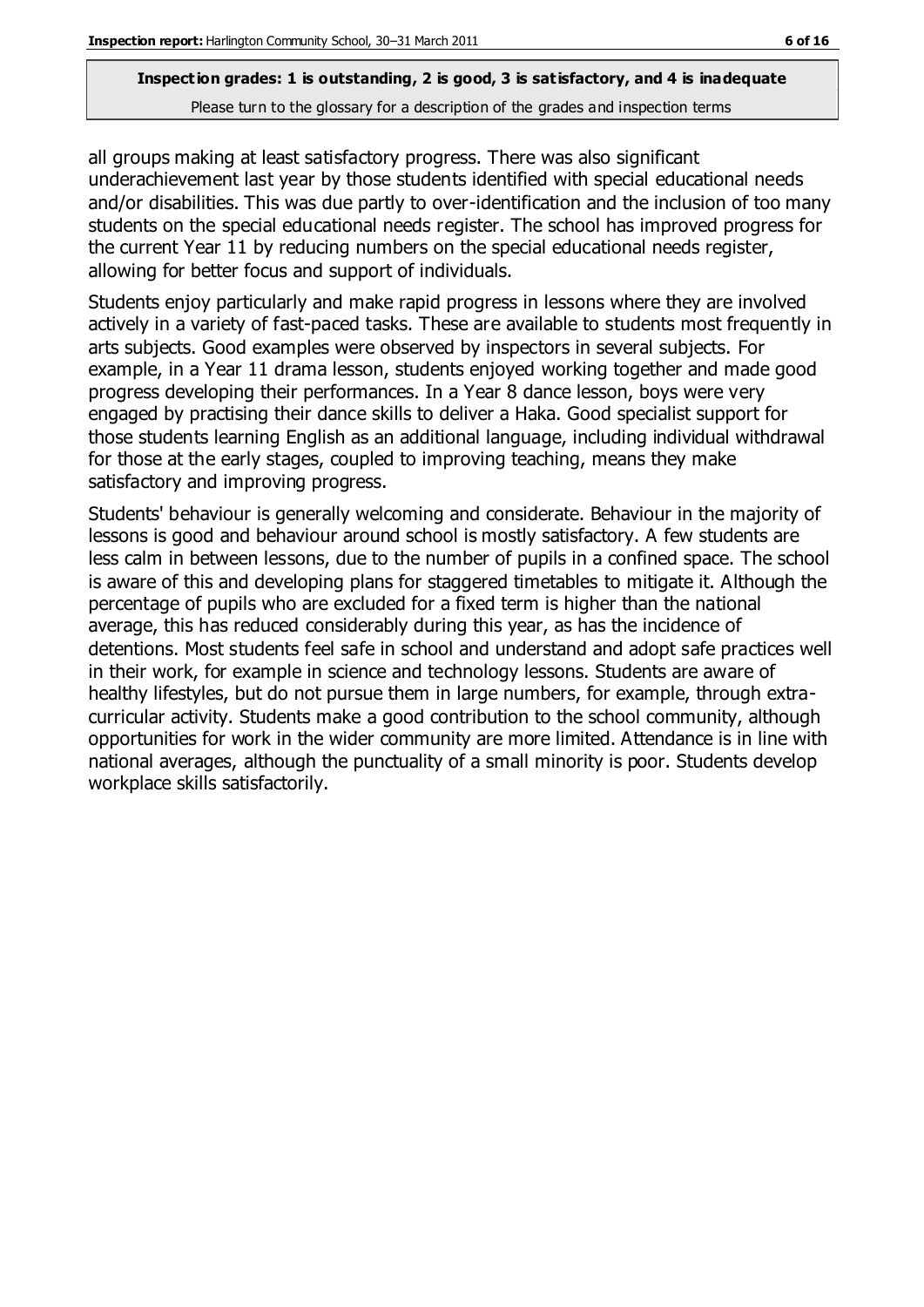all groups making at least satisfactory progress. There was also significant underachievement last year by those students identified with special educational needs and/or disabilities. This was due partly to over-identification and the inclusion of too many students on the special educational needs register. The school has improved progress for the current Year 11 by reducing numbers on the special educational needs register, allowing for better focus and support of individuals.

Students enjoy particularly and make rapid progress in lessons where they are involved actively in a variety of fast-paced tasks. These are available to students most frequently in arts subjects. Good examples were observed by inspectors in several subjects. For example, in a Year 11 drama lesson, students enjoyed working together and made good progress developing their performances. In a Year 8 dance lesson, boys were very engaged by practising their dance skills to deliver a Haka. Good specialist support for those students learning English as an additional language, including individual withdrawal for those at the early stages, coupled to improving teaching, means they make satisfactory and improving progress.

Students' behaviour is generally welcoming and considerate. Behaviour in the majority of lessons is good and behaviour around school is mostly satisfactory. A few students are less calm in between lessons, due to the number of pupils in a confined space. The school is aware of this and developing plans for staggered timetables to mitigate it. Although the percentage of pupils who are excluded for a fixed term is higher than the national average, this has reduced considerably during this year, as has the incidence of detentions. Most students feel safe in school and understand and adopt safe practices well in their work, for example in science and technology lessons. Students are aware of healthy lifestyles, but do not pursue them in large numbers, for example, through extra-curricular activity. Students make a good contribution to the school community, although opportunities for work in the wider community are more limited. Attendance is in line with national averages, although the punctuality of a small minority is poor. Students develop workplace skills satisfactorily.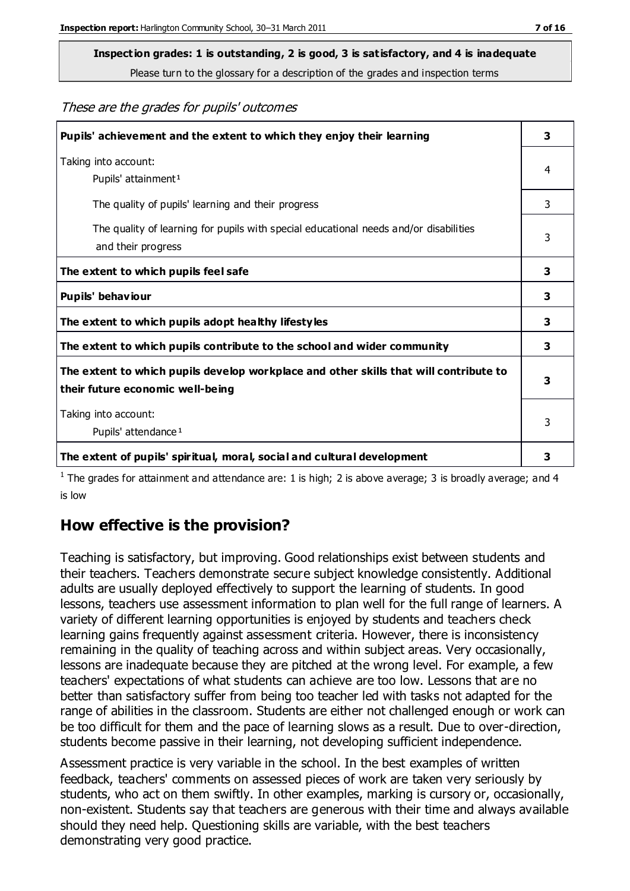**Inspection grades: 1 is outstanding, 2 is good, 3 is satisfactory, and 4 is inadequate**

Please turn to the glossary for a description of the grades and inspection terms

*These are the grades for pupils' outcomes*

| | |
|---|---|
| **Pupils' achievement and the extent to which they enjoy their learning** | **3** |
| Taking into account: Pupils' attainment[1] | 4 |
| The quality of pupils' learning and their progress | 3 |
| The quality of learning for pupils with special educational needs and/or disabilities and their progress | 3 |
| **The extent to which pupils feel safe** | **3** |
| **Pupils' behaviour** | **3** |
| **The extent to which pupils adopt healthy lifestyles** | **3** |
| **The extent to which pupils contribute to the school and wider community** | **3** |
| **The extent to which pupils develop workplace and other skills that will contribute to their future economic well-being** | **3** |
| Taking into account: Pupils' attendance[1] | 3 |
| **The extent of pupils' spiritual, moral, social and cultural development** | **3** |

[1] The grades for attainment and attendance are: 1 is high; 2 is above average; 3 is broadly average; and 4 is low

## How effective is the provision?

Teaching is satisfactory, but improving. Good relationships exist between students and their teachers. Teachers demonstrate secure subject knowledge consistently. Additional adults are usually deployed effectively to support the learning of students. In good lessons, teachers use assessment information to plan well for the full range of learners. A variety of different learning opportunities is enjoyed by students and teachers check learning gains frequently against assessment criteria. However, there is inconsistency remaining in the quality of teaching across and within subject areas. Very occasionally, lessons are inadequate because they are pitched at the wrong level. For example, a few teachers' expectations of what students can achieve are too low. Lessons that are no better than satisfactory suffer from being too teacher led with tasks not adapted for the range of abilities in the classroom. Students are either not challenged enough or work can be too difficult for them and the pace of learning slows as a result. Due to over-direction, students become passive in their learning, not developing sufficient independence.

Assessment practice is very variable in the school. In the best examples of written feedback, teachers' comments on assessed pieces of work are taken very seriously by students, who act on them swiftly. In other examples, marking is cursory or, occasionally, non-existent. Students say that teachers are generous with their time and always available should they need help. Questioning skills are variable, with the best teachers demonstrating very good practice.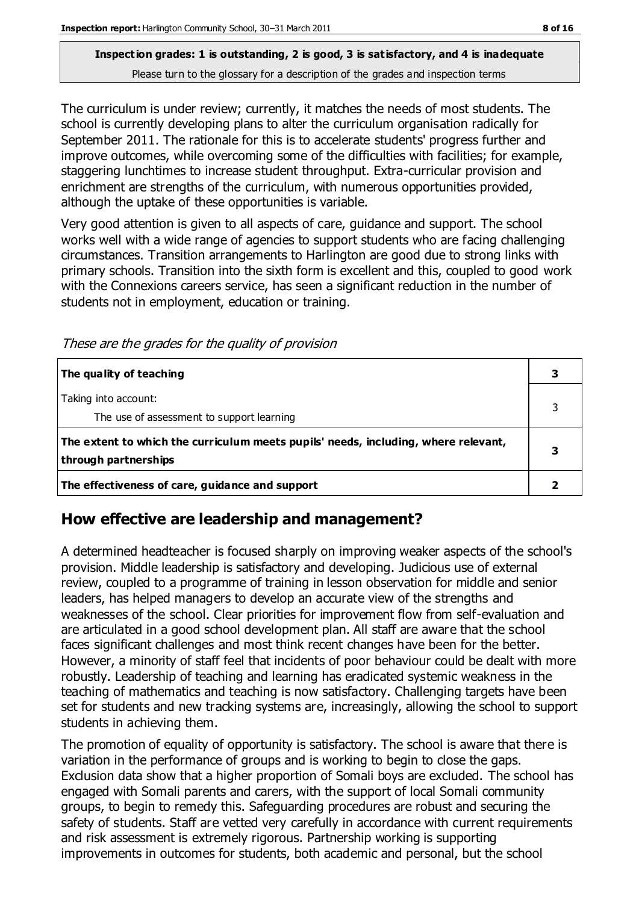**Inspection grades: 1 is outstanding, 2 is good, 3 is satisfactory, and 4 is inadequate**
Please turn to the glossary for a description of the grades and inspection terms

The curriculum is under review; currently, it matches the needs of most students. The school is currently developing plans to alter the curriculum organisation radically for September 2011. The rationale for this is to accelerate students' progress further and improve outcomes, while overcoming some of the difficulties with facilities; for example, staggering lunchtimes to increase student throughput. Extra-curricular provision and enrichment are strengths of the curriculum, with numerous opportunities provided, although the uptake of these opportunities is variable.

Very good attention is given to all aspects of care, guidance and support. The school works well with a wide range of agencies to support students who are facing challenging circumstances. Transition arrangements to Harlington are good due to strong links with primary schools. Transition into the sixth form is excellent and this, coupled to good work with the Connexions careers service, has seen a significant reduction in the number of students not in employment, education or training.

*These are the grades for the quality of provision*

| | |
|---|---|
| **The quality of teaching** | **3** |
| Taking into account:<br>The use of assessment to support learning | 3 |
| **The extent to which the curriculum meets pupils' needs, including, where relevant, through partnerships** | **3** |
| **The effectiveness of care, guidance and support** | **2** |

## How effective are leadership and management?

A determined headteacher is focused sharply on improving weaker aspects of the school's provision. Middle leadership is satisfactory and developing. Judicious use of external review, coupled to a programme of training in lesson observation for middle and senior leaders, has helped managers to develop an accurate view of the strengths and weaknesses of the school. Clear priorities for improvement flow from self-evaluation and are articulated in a good school development plan. All staff are aware that the school faces significant challenges and most think recent changes have been for the better. However, a minority of staff feel that incidents of poor behaviour could be dealt with more robustly. Leadership of teaching and learning has eradicated systemic weakness in the teaching of mathematics and teaching is now satisfactory. Challenging targets have been set for students and new tracking systems are, increasingly, allowing the school to support students in achieving them.

The promotion of equality of opportunity is satisfactory. The school is aware that there is variation in the performance of groups and is working to begin to close the gaps. Exclusion data show that a higher proportion of Somali boys are excluded. The school has engaged with Somali parents and carers, with the support of local Somali community groups, to begin to remedy this. Safeguarding procedures are robust and securing the safety of students. Staff are vetted very carefully in accordance with current requirements and risk assessment is extremely rigorous. Partnership working is supporting improvements in outcomes for students, both academic and personal, but the school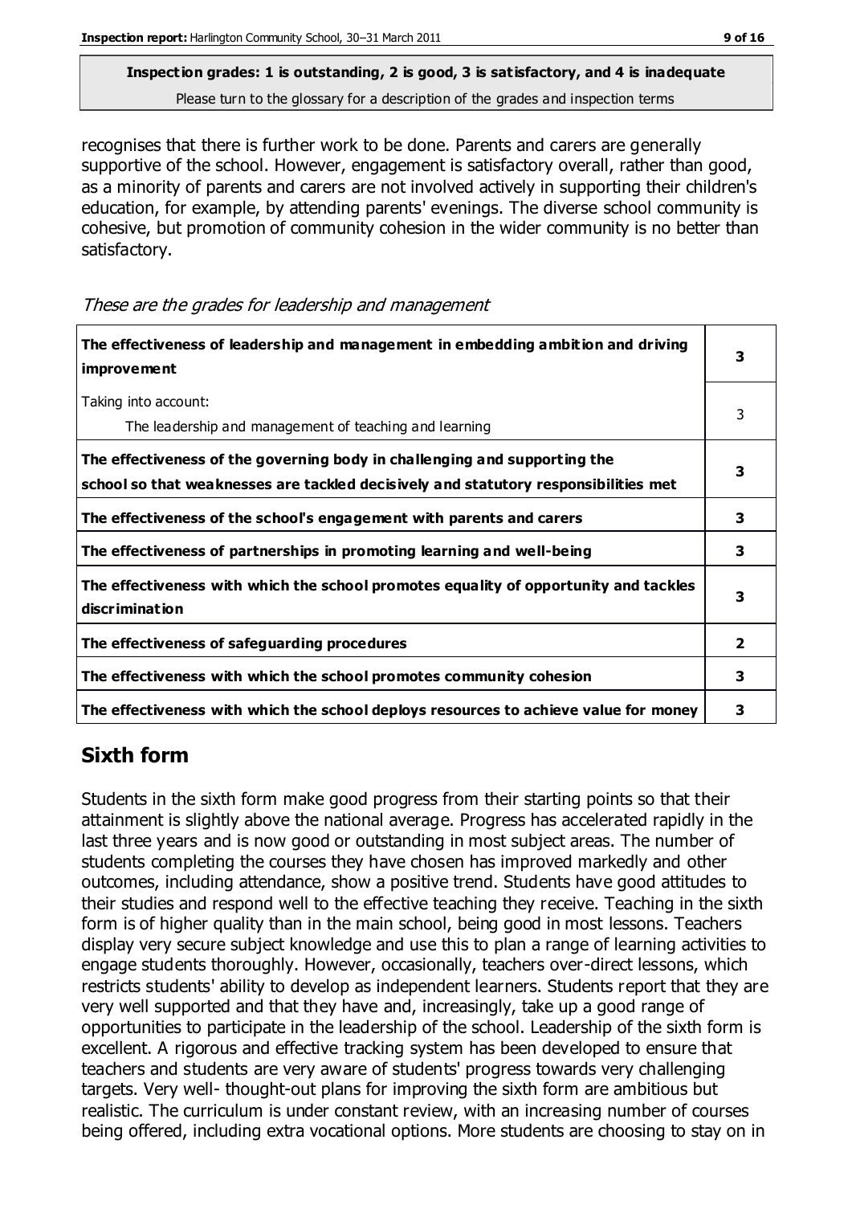**Inspection grades: 1 is outstanding, 2 is good, 3 is satisfactory, and 4 is inadequate**
Please turn to the glossary for a description of the grades and inspection terms

recognises that there is further work to be done. Parents and carers are generally supportive of the school. However, engagement is satisfactory overall, rather than good, as a minority of parents and carers are not involved actively in supporting their children's education, for example, by attending parents' evenings. The diverse school community is cohesive, but promotion of community cohesion in the wider community is no better than satisfactory.

*These are the grades for leadership and management*

| | |
|---|---|
| **The effectiveness of leadership and management in embedding ambition and driving improvement** | **3** |
| Taking into account: The leadership and management of teaching and learning | 3 |
| **The effectiveness of the governing body in challenging and supporting the school so that weaknesses are tackled decisively and statutory responsibilities met** | **3** |
| **The effectiveness of the school's engagement with parents and carers** | **3** |
| **The effectiveness of partnerships in promoting learning and well-being** | **3** |
| **The effectiveness with which the school promotes equality of opportunity and tackles discrimination** | **3** |
| **The effectiveness of safeguarding procedures** | **2** |
| **The effectiveness with which the school promotes community cohesion** | **3** |
| **The effectiveness with which the school deploys resources to achieve value for money** | **3** |

## Sixth form

Students in the sixth form make good progress from their starting points so that their attainment is slightly above the national average. Progress has accelerated rapidly in the last three years and is now good or outstanding in most subject areas. The number of students completing the courses they have chosen has improved markedly and other outcomes, including attendance, show a positive trend. Students have good attitudes to their studies and respond well to the effective teaching they receive. Teaching in the sixth form is of higher quality than in the main school, being good in most lessons. Teachers display very secure subject knowledge and use this to plan a range of learning activities to engage students thoroughly. However, occasionally, teachers over-direct lessons, which restricts students' ability to develop as independent learners. Students report that they are very well supported and that they have and, increasingly, take up a good range of opportunities to participate in the leadership of the school. Leadership of the sixth form is excellent. A rigorous and effective tracking system has been developed to ensure that teachers and students are very aware of students' progress towards very challenging targets. Very well- thought-out plans for improving the sixth form are ambitious but realistic. The curriculum is under constant review, with an increasing number of courses being offered, including extra vocational options. More students are choosing to stay on in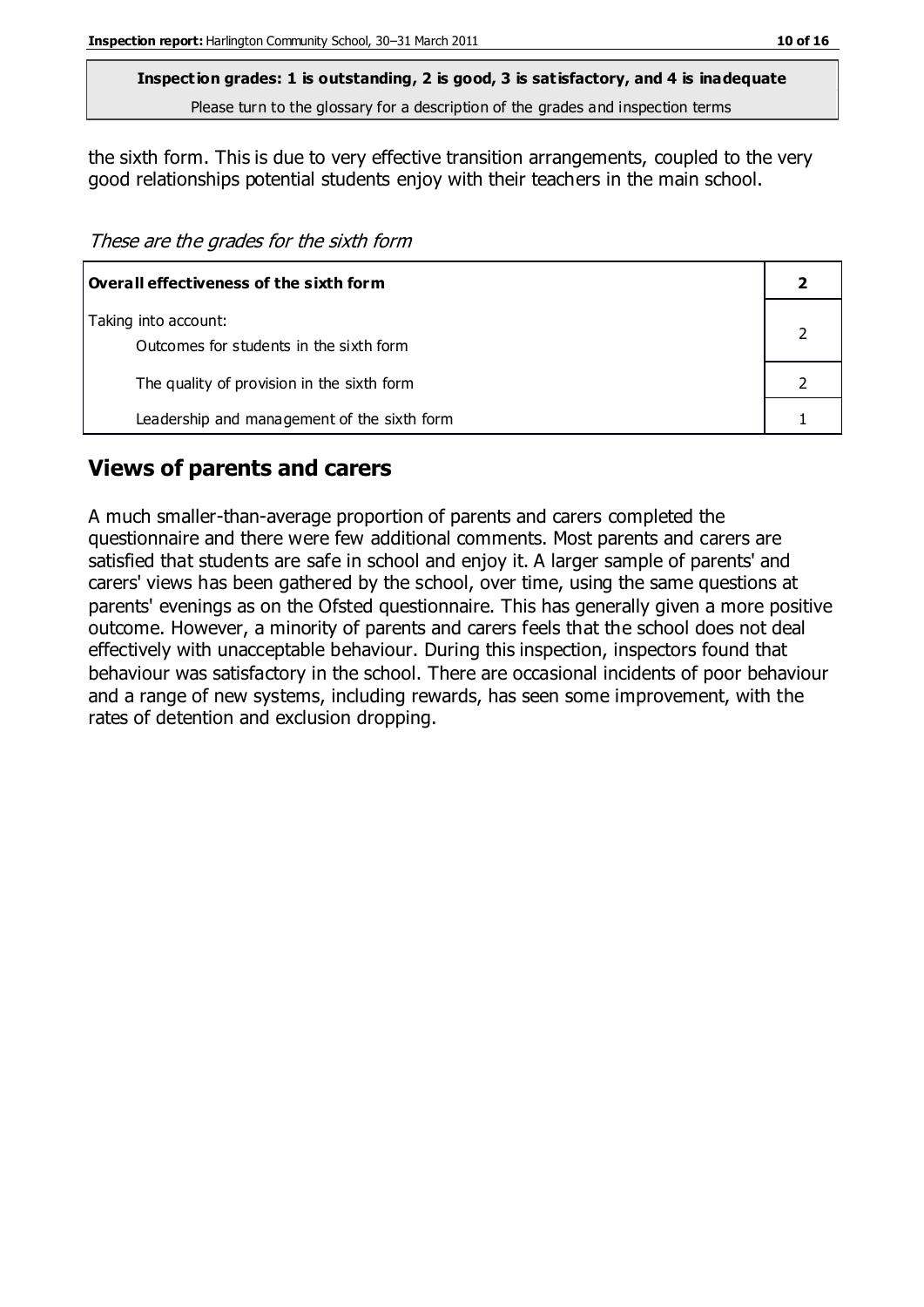**Inspection grades: 1 is outstanding, 2 is good, 3 is satisfactory, and 4 is inadequate**
Please turn to the glossary for a description of the grades and inspection terms

the sixth form. This is due to very effective transition arrangements, coupled to the very good relationships potential students enjoy with their teachers in the main school.

*These are the grades for the sixth form*

| **Overall effectiveness of the sixth form** | **2** |
|---|---|
| Taking into account:<br>Outcomes for students in the sixth form | 2 |
| The quality of provision in the sixth form | 2 |
| Leadership and management of the sixth form | 1 |

## Views of parents and carers

A much smaller-than-average proportion of parents and carers completed the questionnaire and there were few additional comments. Most parents and carers are satisfied that students are safe in school and enjoy it. A larger sample of parents' and carers' views has been gathered by the school, over time, using the same questions at parents' evenings as on the Ofsted questionnaire. This has generally given a more positive outcome. However, a minority of parents and carers feels that the school does not deal effectively with unacceptable behaviour. During this inspection, inspectors found that behaviour was satisfactory in the school. There are occasional incidents of poor behaviour and a range of new systems, including rewards, has seen some improvement, with the rates of detention and exclusion dropping.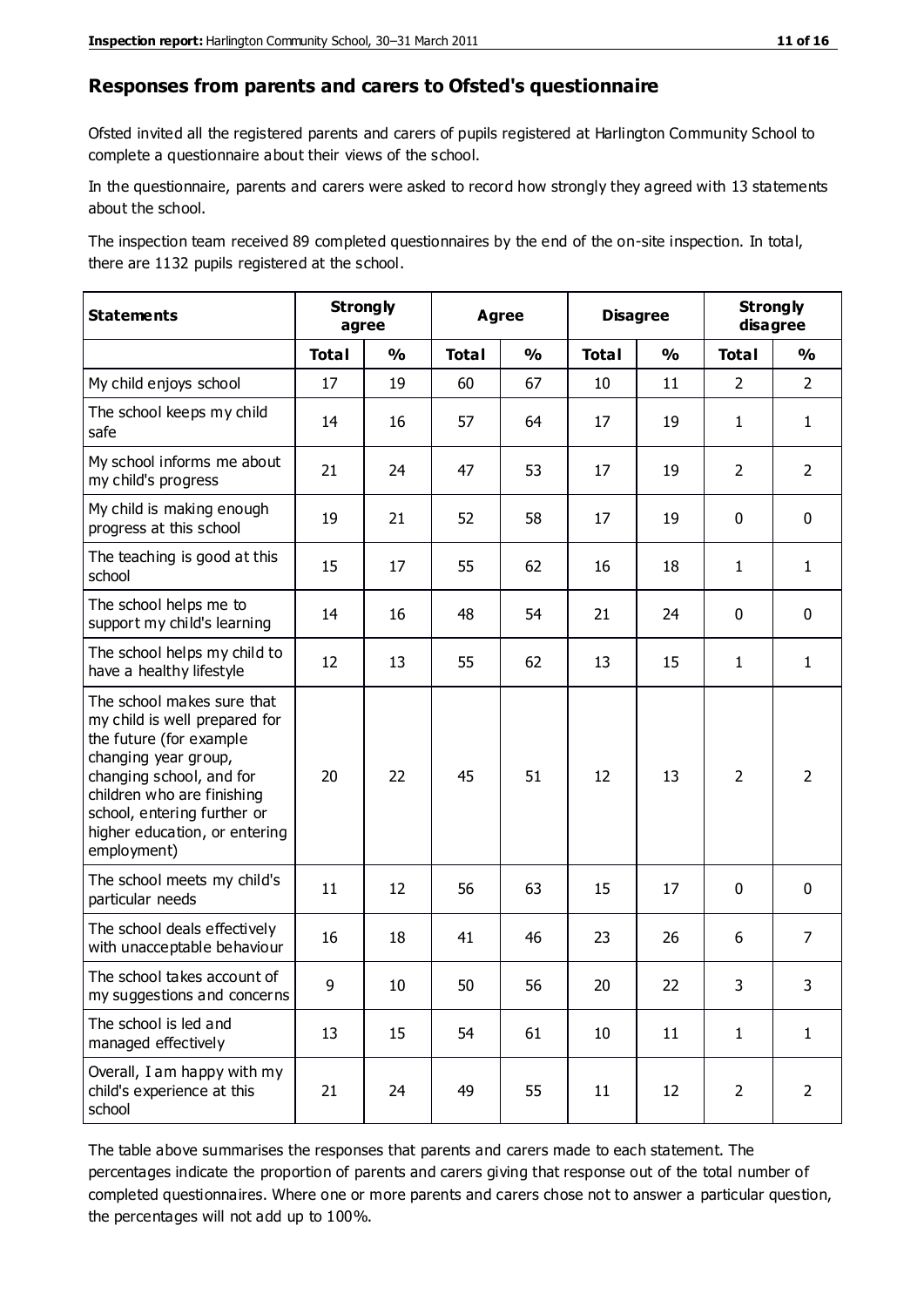## Responses from parents and carers to Ofsted's questionnaire

Ofsted invited all the registered parents and carers of pupils registered at Harlington Community School to complete a questionnaire about their views of the school.

In the questionnaire, parents and carers were asked to record how strongly they agreed with 13 statements about the school.

The inspection team received 89 completed questionnaires by the end of the on-site inspection. In total, there are 1132 pupils registered at the school.

| Statements | Strongly agree | | Agree | | Disagree | | Strongly disagree | |
|---|---|---|---|---|---|---|---|---|
| | Total | % | Total | % | Total | % | Total | % |
| My child enjoys school | 17 | 19 | 60 | 67 | 10 | 11 | 2 | 2 |
| The school keeps my child safe | 14 | 16 | 57 | 64 | 17 | 19 | 1 | 1 |
| My school informs me about my child's progress | 21 | 24 | 47 | 53 | 17 | 19 | 2 | 2 |
| My child is making enough progress at this school | 19 | 21 | 52 | 58 | 17 | 19 | 0 | 0 |
| The teaching is good at this school | 15 | 17 | 55 | 62 | 16 | 18 | 1 | 1 |
| The school helps me to support my child's learning | 14 | 16 | 48 | 54 | 21 | 24 | 0 | 0 |
| The school helps my child to have a healthy lifestyle | 12 | 13 | 55 | 62 | 13 | 15 | 1 | 1 |
| The school makes sure that my child is well prepared for the future (for example changing year group, changing school, and for children who are finishing school, entering further or higher education, or entering employment) | 20 | 22 | 45 | 51 | 12 | 13 | 2 | 2 |
| The school meets my child's particular needs | 11 | 12 | 56 | 63 | 15 | 17 | 0 | 0 |
| The school deals effectively with unacceptable behaviour | 16 | 18 | 41 | 46 | 23 | 26 | 6 | 7 |
| The school takes account of my suggestions and concerns | 9 | 10 | 50 | 56 | 20 | 22 | 3 | 3 |
| The school is led and managed effectively | 13 | 15 | 54 | 61 | 10 | 11 | 1 | 1 |
| Overall, I am happy with my child's experience at this school | 21 | 24 | 49 | 55 | 11 | 12 | 2 | 2 |

The table above summarises the responses that parents and carers made to each statement. The percentages indicate the proportion of parents and carers giving that response out of the total number of completed questionnaires. Where one or more parents and carers chose not to answer a particular question, the percentages will not add up to 100%.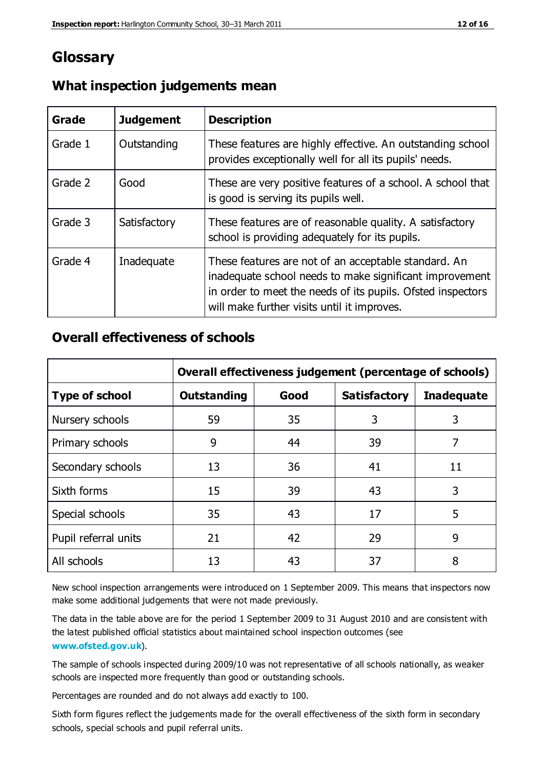# Glossary

## What inspection judgements mean

| Grade | Judgement | Description |
|---|---|---|
| Grade 1 | Outstanding | These features are highly effective. An outstanding school provides exceptionally well for all its pupils' needs. |
| Grade 2 | Good | These are very positive features of a school. A school that is good is serving its pupils well. |
| Grade 3 | Satisfactory | These features are of reasonable quality. A satisfactory school is providing adequately for its pupils. |
| Grade 4 | Inadequate | These features are not of an acceptable standard. An inadequate school needs to make significant improvement in order to meet the needs of its pupils. Ofsted inspectors will make further visits until it improves. |

## Overall effectiveness of schools

| | Overall effectiveness judgement (percentage of schools) | | | |
|---|---|---|---|---|
| **Type of school** | **Outstanding** | **Good** | **Satisfactory** | **Inadequate** |
| Nursery schools | 59 | 35 | 3 | 3 |
| Primary schools | 9 | 44 | 39 | 7 |
| Secondary schools | 13 | 36 | 41 | 11 |
| Sixth forms | 15 | 39 | 43 | 3 |
| Special schools | 35 | 43 | 17 | 5 |
| Pupil referral units | 21 | 42 | 29 | 9 |
| All schools | 13 | 43 | 37 | 8 |

New school inspection arrangements were introduced on 1 September 2009. This means that inspectors now make some additional judgements that were not made previously.

The data in the table above are for the period 1 September 2009 to 31 August 2010 and are consistent with the latest published official statistics about maintained school inspection outcomes (see **www.ofsted.gov.uk**).

The sample of schools inspected during 2009/10 was not representative of all schools nationally, as weaker schools are inspected more frequently than good or outstanding schools.

Percentages are rounded and do not always add exactly to 100.

Sixth form figures reflect the judgements made for the overall effectiveness of the sixth form in secondary schools, special schools and pupil referral units.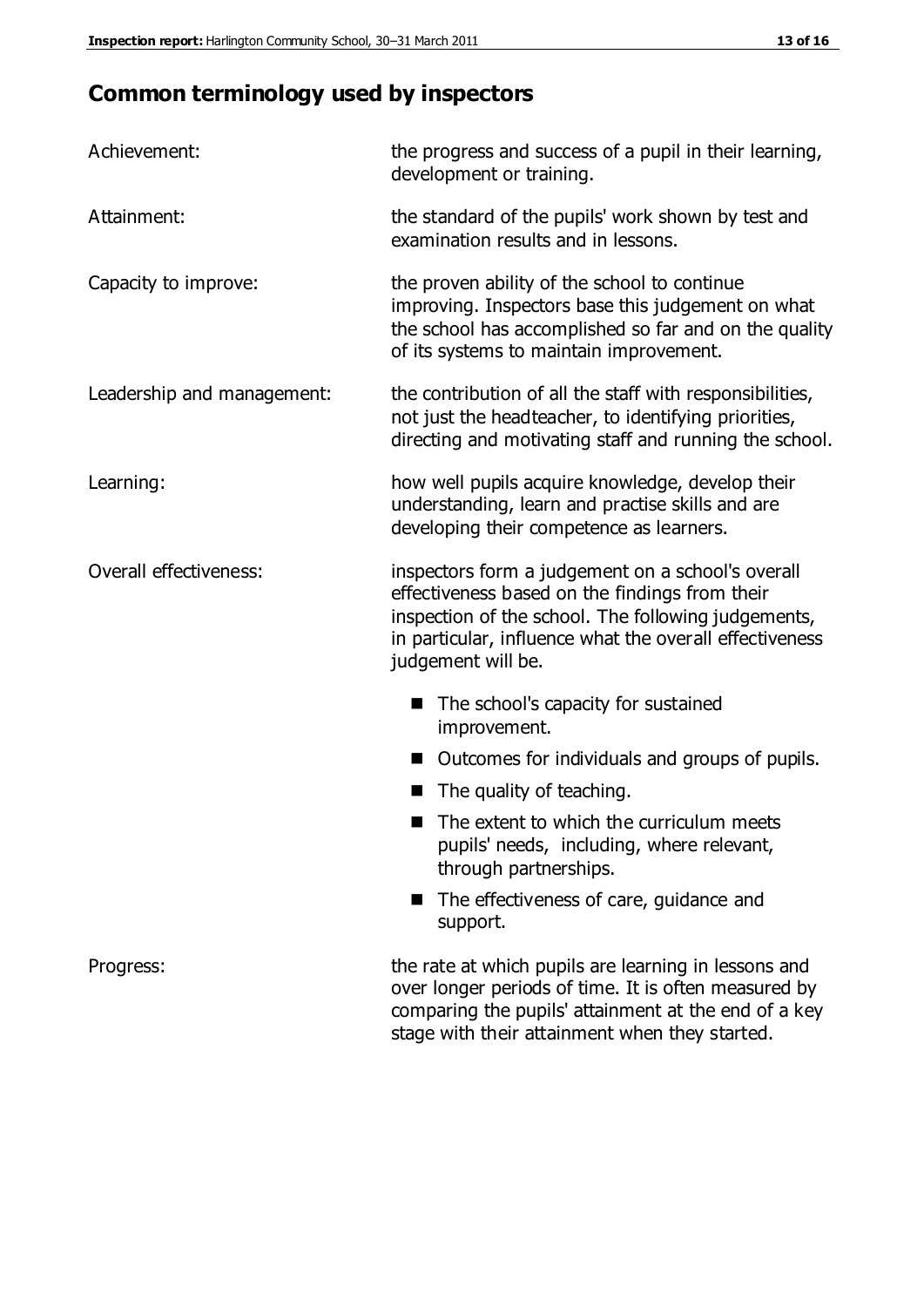## Common terminology used by inspectors

| | |
|---|---|
| Achievement: | the progress and success of a pupil in their learning, development or training. |
| Attainment: | the standard of the pupils' work shown by test and examination results and in lessons. |
| Capacity to improve: | the proven ability of the school to continue improving. Inspectors base this judgement on what the school has accomplished so far and on the quality of its systems to maintain improvement. |
| Leadership and management: | the contribution of all the staff with responsibilities, not just the headteacher, to identifying priorities, directing and motivating staff and running the school. |
| Learning: | how well pupils acquire knowledge, develop their understanding, learn and practise skills and are developing their competence as learners. |
| Overall effectiveness: | inspectors form a judgement on a school's overall effectiveness based on the findings from their inspection of the school. The following judgements, in particular, influence what the overall effectiveness judgement will be.<br>■ The school's capacity for sustained improvement.<br>■ Outcomes for individuals and groups of pupils.<br>■ The quality of teaching.<br>■ The extent to which the curriculum meets pupils' needs, including, where relevant, through partnerships.<br>■ The effectiveness of care, guidance and support. |
| Progress: | the rate at which pupils are learning in lessons and over longer periods of time. It is often measured by comparing the pupils' attainment at the end of a key stage with their attainment when they started. |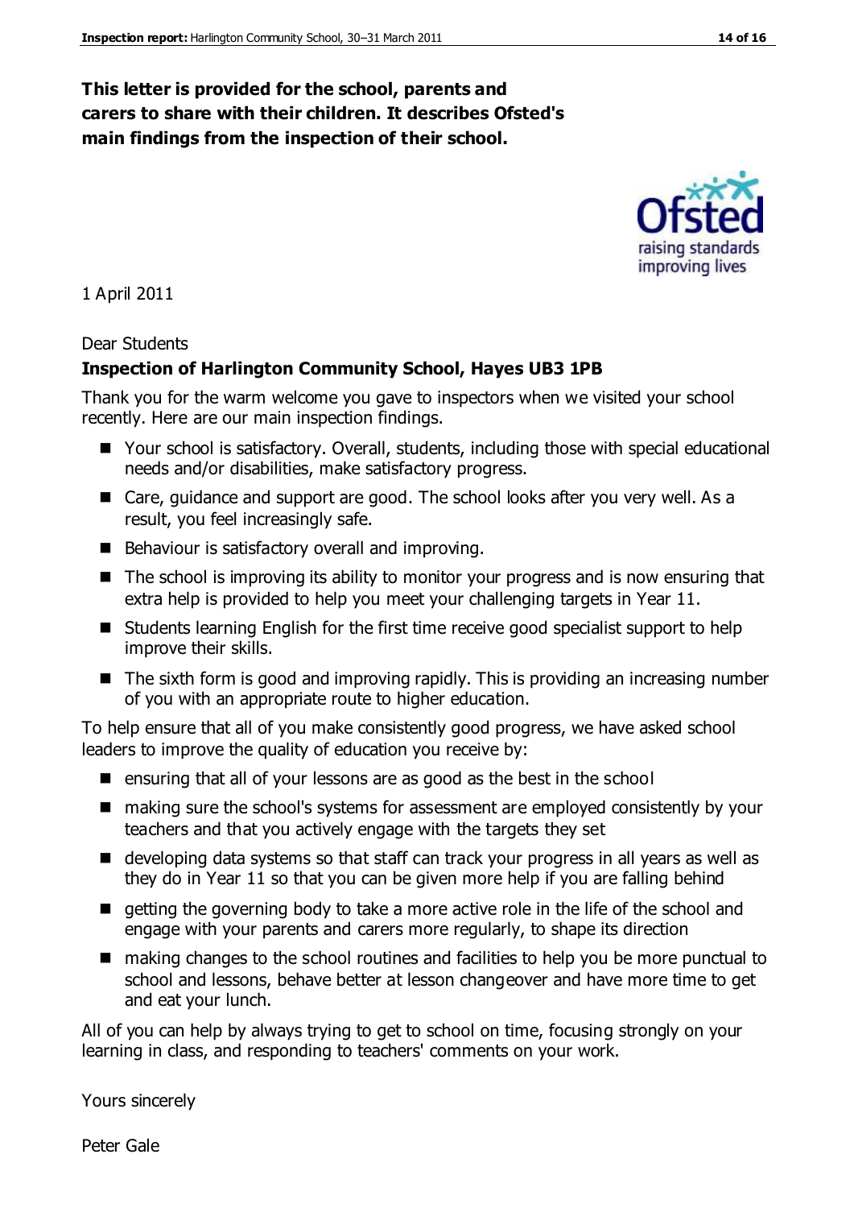**This letter is provided for the school, parents and carers to share with their children. It describes Ofsted's main findings from the inspection of their school.**

1 April 2011

Dear Students

**Inspection of Harlington Community School, Hayes UB3 1PB**

Thank you for the warm welcome you gave to inspectors when we visited your school recently. Here are our main inspection findings.

- Your school is satisfactory. Overall, students, including those with special educational needs and/or disabilities, make satisfactory progress.
- Care, guidance and support are good. The school looks after you very well. As a result, you feel increasingly safe.
- Behaviour is satisfactory overall and improving.
- The school is improving its ability to monitor your progress and is now ensuring that extra help is provided to help you meet your challenging targets in Year 11.
- Students learning English for the first time receive good specialist support to help improve their skills.
- The sixth form is good and improving rapidly. This is providing an increasing number of you with an appropriate route to higher education.

To help ensure that all of you make consistently good progress, we have asked school leaders to improve the quality of education you receive by:

- ensuring that all of your lessons are as good as the best in the school
- making sure the school's systems for assessment are employed consistently by your teachers and that you actively engage with the targets they set
- developing data systems so that staff can track your progress in all years as well as they do in Year 11 so that you can be given more help if you are falling behind
- getting the governing body to take a more active role in the life of the school and engage with your parents and carers more regularly, to shape its direction
- making changes to the school routines and facilities to help you be more punctual to school and lessons, behave better at lesson changeover and have more time to get and eat your lunch.

All of you can help by always trying to get to school on time, focusing strongly on your learning in class, and responding to teachers' comments on your work.

Yours sincerely

Peter Gale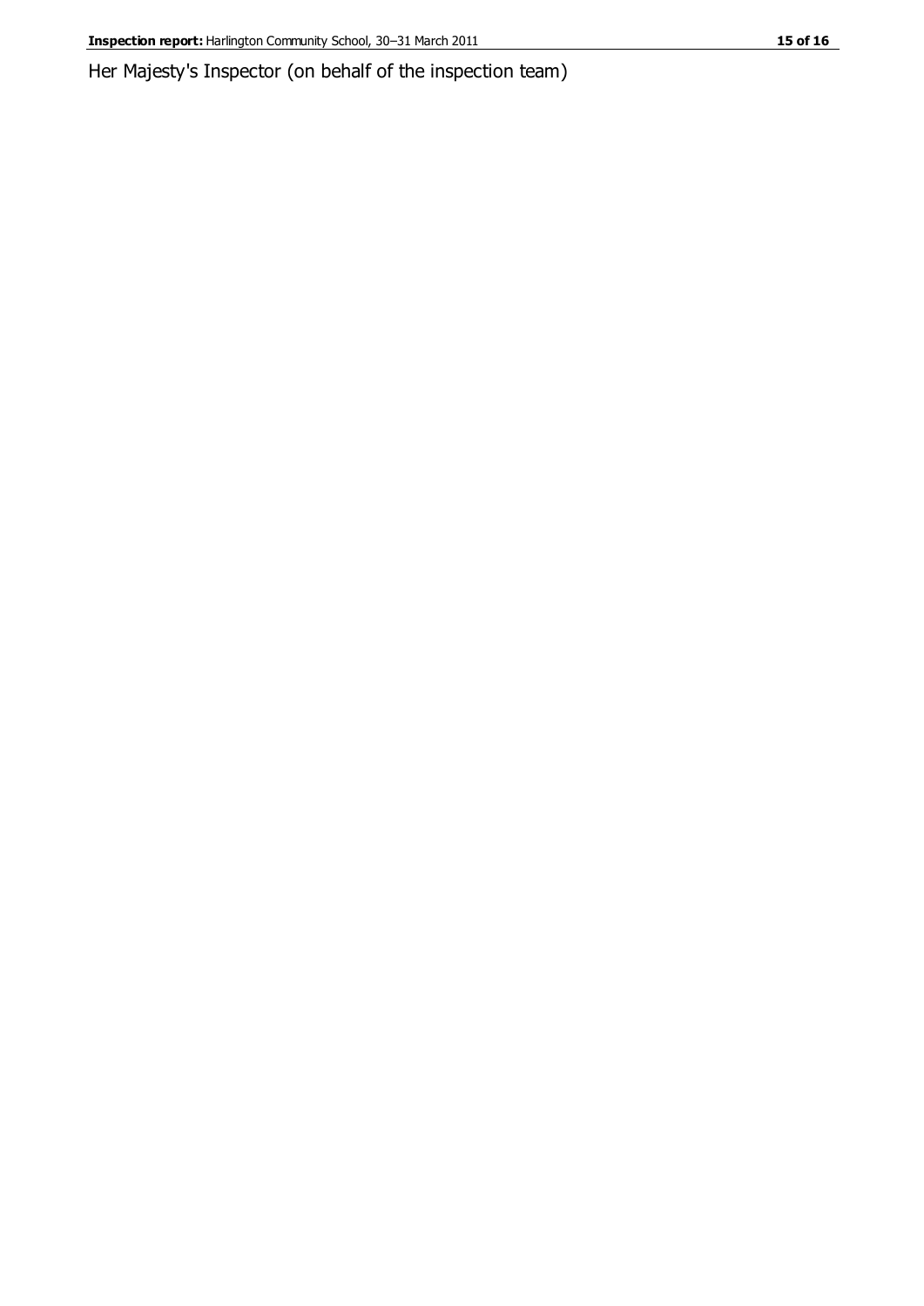Her Majesty's Inspector (on behalf of the inspection team)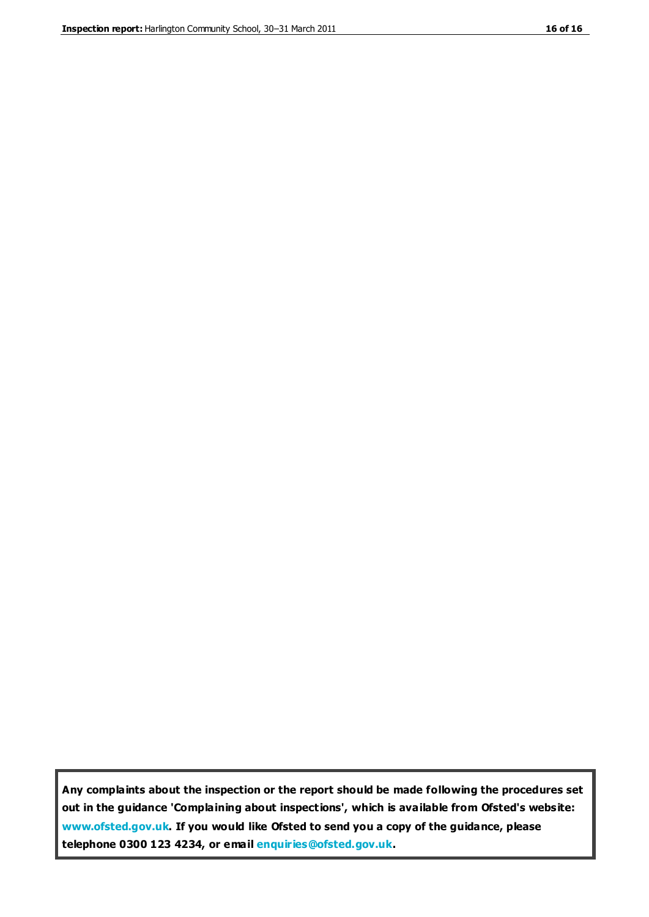**Any complaints about the inspection or the report should be made following the procedures set out in the guidance 'Complaining about inspections', which is available from Ofsted's website: www.ofsted.gov.uk. If you would like Ofsted to send you a copy of the guidance, please telephone 0300 123 4234, or email enquiries@ofsted.gov.uk.**